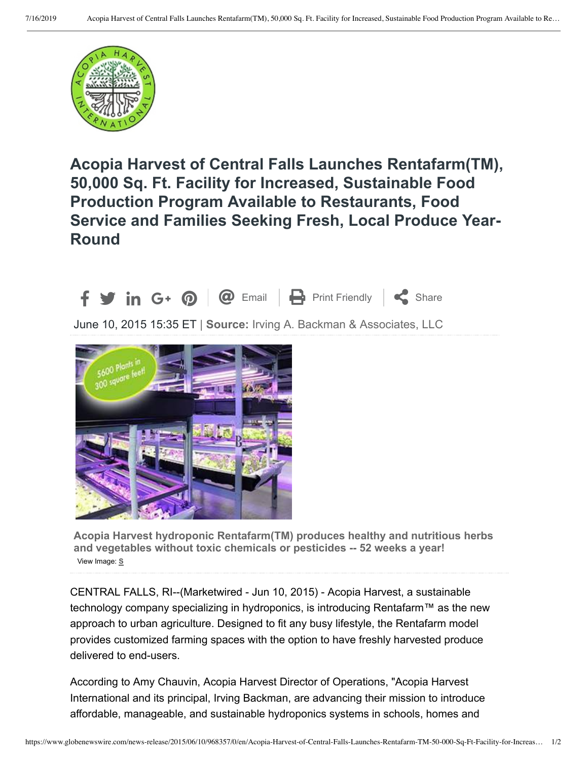# Acopia Harvest of Central Falls Launches Rentafarm(TM), 50,000 Sq. Ft. Facility for Increased, Sustainable Food Production Program Available to Restaurants, Food Service and Families Seeking Fresh, Local Produce Year-Round

June 10, 2015 15:35 ET | **Source:** Irving A. Backman & Associates, LLC

**Acopia Harvest hydroponic Rentafarm(TM) produces healthy and nutritious herbs and vegetables without toxic chemicals or pesticides -- 52 weeks a year!**

View Image: S

CENTRAL FALLS, RI--(Marketwired - Jun 10, 2015) - Acopia Harvest, a sustainable technology company specializing in hydroponics, is introducing Rentafarm™ as the new approach to urban agriculture. Designed to fit any busy lifestyle, the Rentafarm model provides customized farming spaces with the option to have freshly harvested produce delivered to end-users.

According to Amy Chauvin, Acopia Harvest Director of Operations, "Acopia Harvest International and its principal, Irving Backman, are advancing their mission to introduce affordable, manageable, and sustainable hydroponics systems in schools, homes and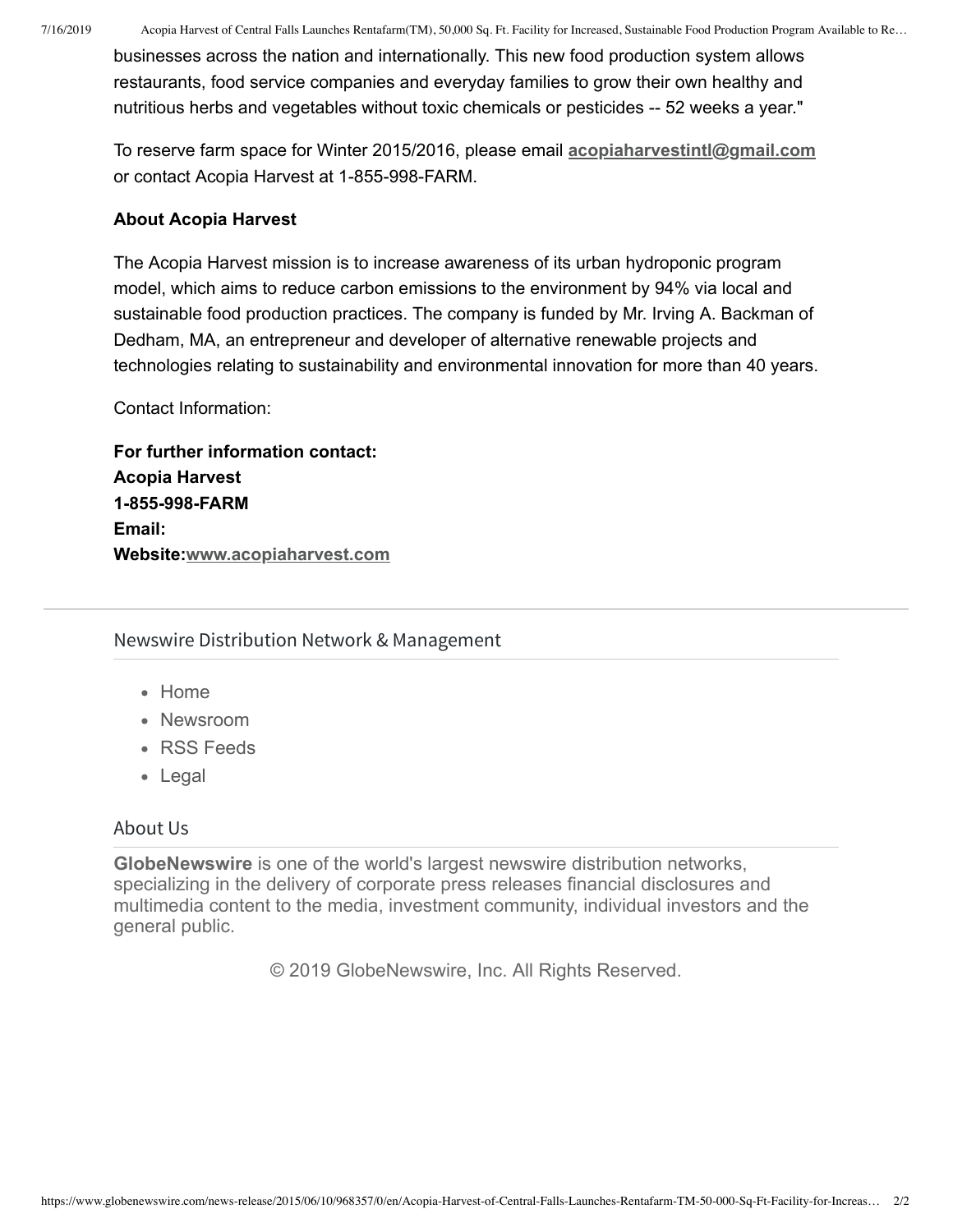businesses across the nation and internationally. This new food production system allows restaurants, food service companies and everyday families to grow their own healthy and nutritious herbs and vegetables without toxic chemicals or pesticides -- 52 weeks a year."

To reserve farm space for Winter 2015/2016, please email [acopiaharvestintl@gmail.com](mailto:acopiaharvestintl@gmail.com) or contact Acopia Harvest at 1-855-998-FARM.

**About Acopia Harvest**

The Acopia Harvest mission is to increase awareness of its urban hydroponic program model, which aims to reduce carbon emissions to the environment by 94% via local and sustainable food production practices. The company is funded by Mr. Irving A. Backman of Dedham, MA, an entrepreneur and developer of alternative renewable projects and technologies relating to sustainability and environmental innovation for more than 40 years.

Contact Information:

**For further information contact:**
**Acopia Harvest**
**1-855-998-FARM**
**Email:**
**Website:[www.acopiaharvest.com](http://www.acopiaharvest.com)**

---

## Newswire Distribution Network & Management

- Home
- Newsroom
- RSS Feeds
- Legal

## About Us

**GlobeNewswire** is one of the world's largest newswire distribution networks, specializing in the delivery of corporate press releases financial disclosures and multimedia content to the media, investment community, individual investors and the general public.

© 2019 GlobeNewswire, Inc. All Rights Reserved.